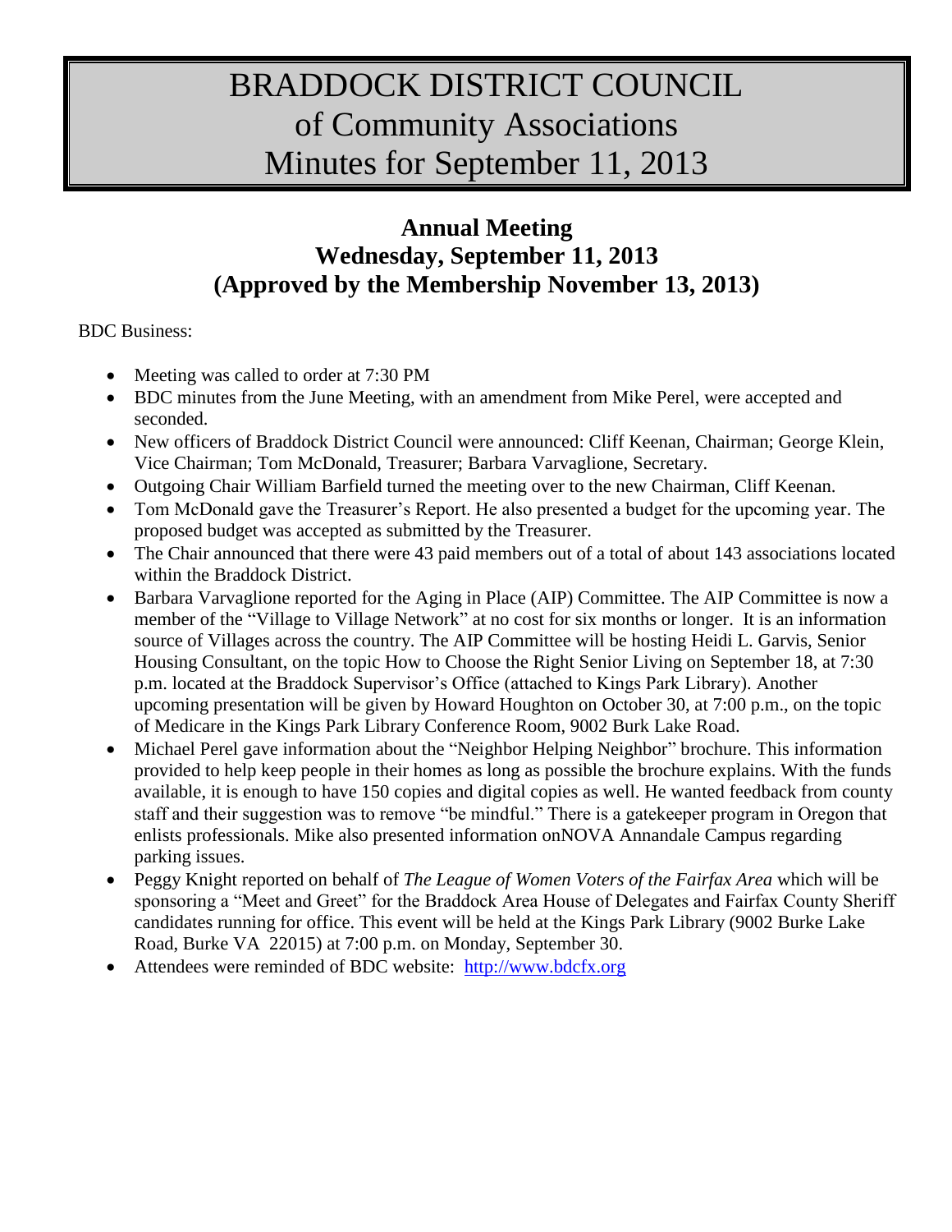# BRADDOCK DISTRICT COUNCIL of Community Associations Minutes for September 11, 2013

## Annual Meeting
## Wednesday, September 11, 2013
## (Approved by the Membership November 13, 2013)

BDC Business:

- Meeting was called to order at 7:30 PM
- BDC minutes from the June Meeting, with an amendment from Mike Perel, were accepted and seconded.
- New officers of Braddock District Council were announced: Cliff Keenan, Chairman; George Klein, Vice Chairman; Tom McDonald, Treasurer; Barbara Varvaglione, Secretary.
- Outgoing Chair William Barfield turned the meeting over to the new Chairman, Cliff Keenan.
- Tom McDonald gave the Treasurer's Report. He also presented a budget for the upcoming year. The proposed budget was accepted as submitted by the Treasurer.
- The Chair announced that there were 43 paid members out of a total of about 143 associations located within the Braddock District.
- Barbara Varvaglione reported for the Aging in Place (AIP) Committee. The AIP Committee is now a member of the "Village to Village Network" at no cost for six months or longer. It is an information source of Villages across the country. The AIP Committee will be hosting Heidi L. Garvis, Senior Housing Consultant, on the topic How to Choose the Right Senior Living on September 18, at 7:30 p.m. located at the Braddock Supervisor's Office (attached to Kings Park Library). Another upcoming presentation will be given by Howard Houghton on October 30, at 7:00 p.m., on the topic of Medicare in the Kings Park Library Conference Room, 9002 Burk Lake Road.
- Michael Perel gave information about the "Neighbor Helping Neighbor" brochure. This information provided to help keep people in their homes as long as possible the brochure explains. With the funds available, it is enough to have 150 copies and digital copies as well. He wanted feedback from county staff and their suggestion was to remove "be mindful." There is a gatekeeper program in Oregon that enlists professionals. Mike also presented information onNOVA Annandale Campus regarding parking issues.
- Peggy Knight reported on behalf of *The League of Women Voters of the Fairfax Area* which will be sponsoring a "Meet and Greet" for the Braddock Area House of Delegates and Fairfax County Sheriff candidates running for office. This event will be held at the Kings Park Library (9002 Burke Lake Road, Burke VA 22015) at 7:00 p.m. on Monday, September 30.
- Attendees were reminded of BDC website: http://www.bdcfx.org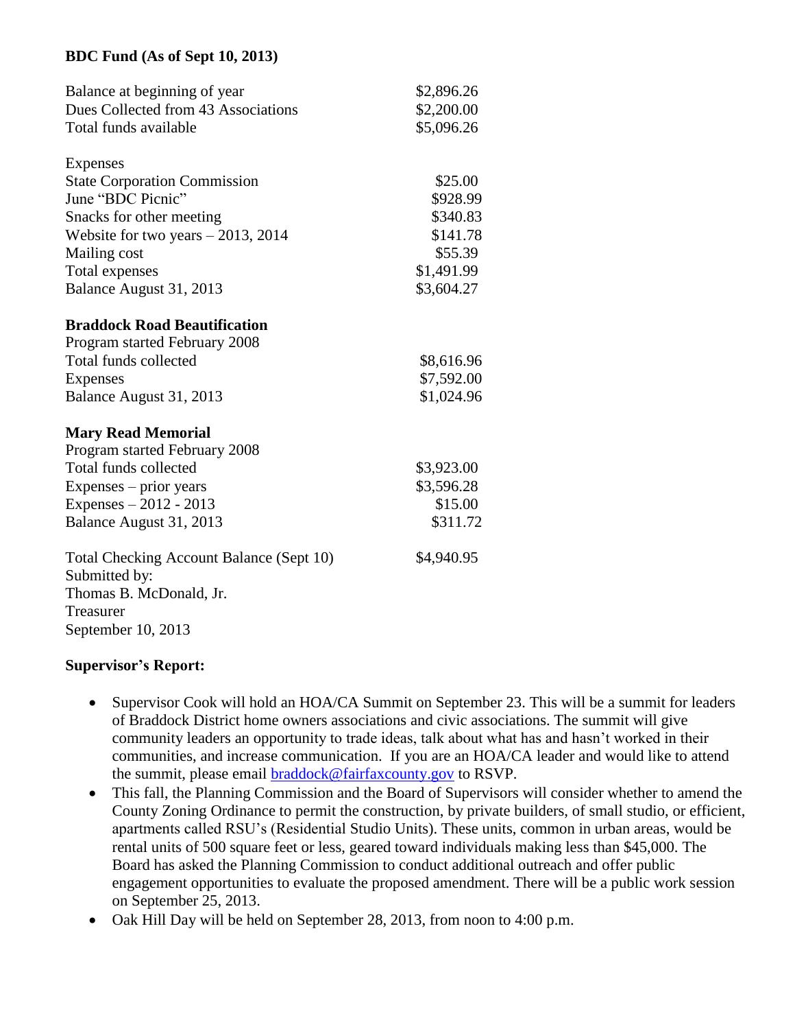**BDC Fund (As of Sept 10, 2013)**

| | |
|---|---|
| Balance at beginning of year | $2,896.26 |
| Dues Collected from 43 Associations | $2,200.00 |
| Total funds available | $5,096.26 |
| | |
| Expenses | |
| State Corporation Commission | $25.00 |
| June "BDC Picnic" | $928.99 |
| Snacks for other meeting | $340.83 |
| Website for two years – 2013, 2014 | $141.78 |
| Mailing cost | $55.39 |
| Total expenses | $1,491.99 |
| Balance August 31, 2013 | $3,604.27 |

**Braddock Road Beautification**

| | |
|---|---|
| Program started February 2008 | |
| Total funds collected | $8,616.96 |
| Expenses | $7,592.00 |
| Balance August 31, 2013 | $1,024.96 |

**Mary Read Memorial**

| | |
|---|---|
| Program started February 2008 | |
| Total funds collected | $3,923.00 |
| Expenses – prior years | $3,596.28 |
| Expenses – 2012 - 2013 | $15.00 |
| Balance August 31, 2013 | $311.72 |
| | |
| Total Checking Account Balance (Sept 10) | $4,940.95 |

Submitted by:
Thomas B. McDonald, Jr.
Treasurer
September 10, 2013

**Supervisor's Report:**

- Supervisor Cook will hold an HOA/CA Summit on September 23. This will be a summit for leaders of Braddock District home owners associations and civic associations. The summit will give community leaders an opportunity to trade ideas, talk about what has and hasn't worked in their communities, and increase communication. If you are an HOA/CA leader and would like to attend the summit, please email braddock@fairfaxcounty.gov to RSVP.
- This fall, the Planning Commission and the Board of Supervisors will consider whether to amend the County Zoning Ordinance to permit the construction, by private builders, of small studio, or efficient, apartments called RSU's (Residential Studio Units). These units, common in urban areas, would be rental units of 500 square feet or less, geared toward individuals making less than $45,000. The Board has asked the Planning Commission to conduct additional outreach and offer public engagement opportunities to evaluate the proposed amendment. There will be a public work session on September 25, 2013.
- Oak Hill Day will be held on September 28, 2013, from noon to 4:00 p.m.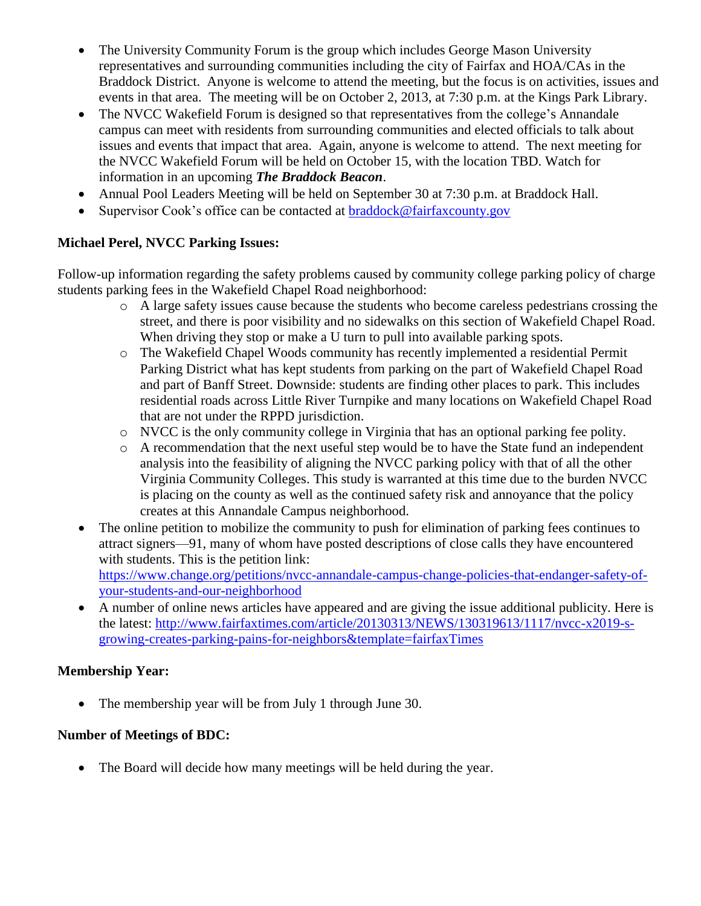- The University Community Forum is the group which includes George Mason University representatives and surrounding communities including the city of Fairfax and HOA/CAs in the Braddock District. Anyone is welcome to attend the meeting, but the focus is on activities, issues and events in that area. The meeting will be on October 2, 2013, at 7:30 p.m. at the Kings Park Library.
- The NVCC Wakefield Forum is designed so that representatives from the college's Annandale campus can meet with residents from surrounding communities and elected officials to talk about issues and events that impact that area. Again, anyone is welcome to attend. The next meeting for the NVCC Wakefield Forum will be held on October 15, with the location TBD. Watch for information in an upcoming ***The Braddock Beacon***.
- Annual Pool Leaders Meeting will be held on September 30 at 7:30 p.m. at Braddock Hall.
- Supervisor Cook's office can be contacted at [braddock@fairfaxcounty.gov](mailto:braddock@fairfaxcounty.gov)

**Michael Perel, NVCC Parking Issues:**

Follow-up information regarding the safety problems caused by community college parking policy of charge students parking fees in the Wakefield Chapel Road neighborhood:

- A large safety issues cause because the students who become careless pedestrians crossing the street, and there is poor visibility and no sidewalks on this section of Wakefield Chapel Road. When driving they stop or make a U turn to pull into available parking spots.
- The Wakefield Chapel Woods community has recently implemented a residential Permit Parking District what has kept students from parking on the part of Wakefield Chapel Road and part of Banff Street. Downside: students are finding other places to park. This includes residential roads across Little River Turnpike and many locations on Wakefield Chapel Road that are not under the RPPD jurisdiction.
- NVCC is the only community college in Virginia that has an optional parking fee polity.
- A recommendation that the next useful step would be to have the State fund an independent analysis into the feasibility of aligning the NVCC parking policy with that of all the other Virginia Community Colleges. This study is warranted at this time due to the burden NVCC is placing on the county as well as the continued safety risk and annoyance that the policy creates at this Annandale Campus neighborhood.

- The online petition to mobilize the community to push for elimination of parking fees continues to attract signers—91, many of whom have posted descriptions of close calls they have encountered with students. This is the petition link: [https://www.change.org/petitions/nvcc-annandale-campus-change-policies-that-endanger-safety-of-your-students-and-our-neighborhood](https://www.change.org/petitions/nvcc-annandale-campus-change-policies-that-endanger-safety-of-your-students-and-our-neighborhood)
- A number of online news articles have appeared and are giving the issue additional publicity. Here is the latest: [http://www.fairfaxtimes.com/article/20130313/NEWS/130319613/1117/nvcc-x2019-s-growing-creates-parking-pains-for-neighbors&template=fairfaxTimes](http://www.fairfaxtimes.com/article/20130313/NEWS/130319613/1117/nvcc-x2019-s-growing-creates-parking-pains-for-neighbors&template=fairfaxTimes)

**Membership Year:**

- The membership year will be from July 1 through June 30.

**Number of Meetings of BDC:**

- The Board will decide how many meetings will be held during the year.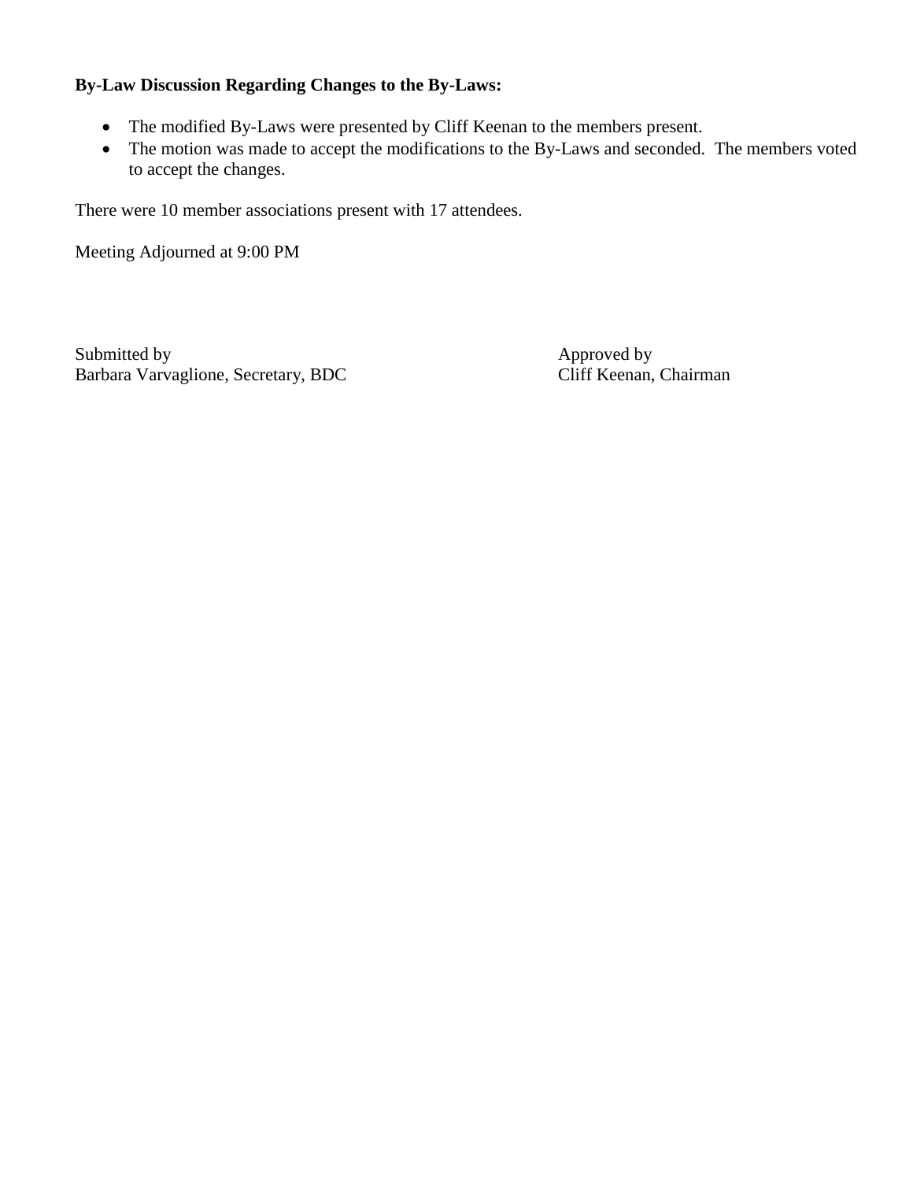**By-Law Discussion Regarding Changes to the By-Laws:**

- The modified By-Laws were presented by Cliff Keenan to the members present.
- The motion was made to accept the modifications to the By-Laws and seconded. The members voted to accept the changes.

There were 10 member associations present with 17 attendees.

Meeting Adjourned at 9:00 PM

Submitted by
Barbara Varvaglione, Secretary, BDC

Approved by
Cliff Keenan, Chairman